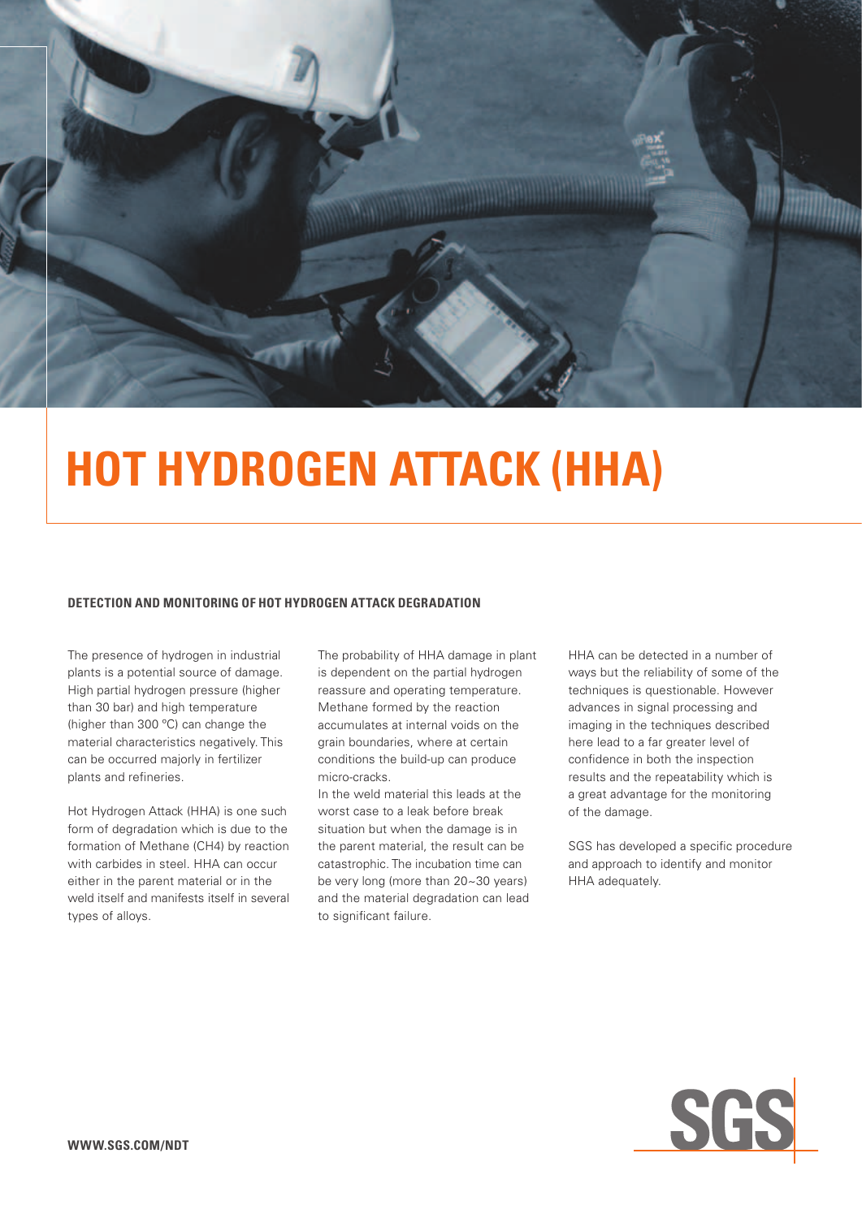# HOT HYDROGEN ATTACK (HHA)

## DETECTION AND MONITORING OF HOT HYDROGEN ATTACK DEGRADATION

The presence of hydrogen in industrial plants is a potential source of damage. High partial hydrogen pressure (higher than 30 bar) and high temperature (higher than 300 ºC) can change the material characteristics negatively. This can be occurred majorly in fertilizer plants and refineries.

Hot Hydrogen Attack (HHA) is one such form of degradation which is due to the formation of Methane ($CH_4$) by reaction with carbides in steel. HHA can occur either in the parent material or in the weld itself and manifests itself in several types of alloys.

The probability of HHA damage in plant is dependent on the partial hydrogen reassure and operating temperature. Methane formed by the reaction accumulates at internal voids on the grain boundaries, where at certain conditions the build-up can produce micro-cracks.

In the weld material this leads at the worst case to a leak before break situation but when the damage is in the parent material, the result can be catastrophic. The incubation time can be very long (more than 20~30 years) and the material degradation can lead to significant failure.

HHA can be detected in a number of ways but the reliability of some of the techniques is questionable. However advances in signal processing and imaging in the techniques described here lead to a far greater level of confidence in both the inspection results and the repeatability which is a great advantage for the monitoring of the damage.

SGS has developed a specific procedure and approach to identify and monitor HHA adequately.

WWW.SGS.COM/NDT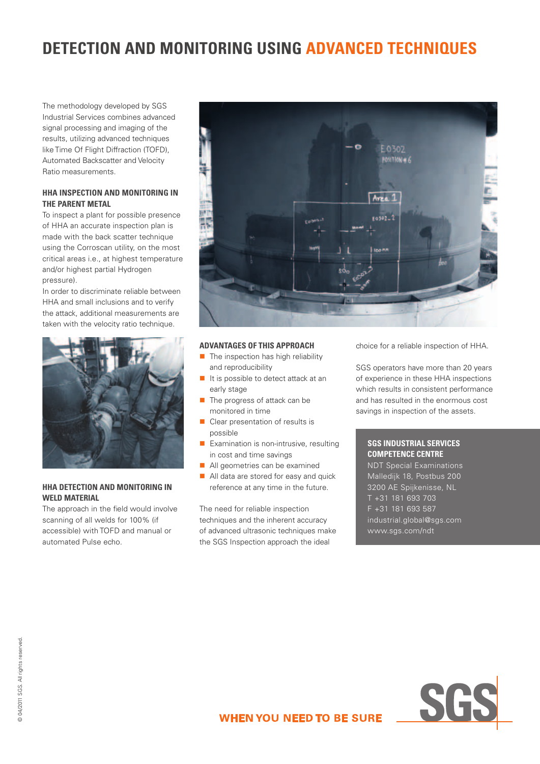# DETECTION AND MONITORING USING ADVANCED TECHNIQUES

The methodology developed by SGS Industrial Services combines advanced signal processing and imaging of the results, utilizing advanced techniques like Time Of Flight Diffraction (TOFD), Automated Backscatter and Velocity Ratio measurements.

### HHA INSPECTION AND MONITORING IN THE PARENT METAL

To inspect a plant for possible presence of HHA an accurate inspection plan is made with the back scatter technique using the Corroscan utility, on the most critical areas i.e., at highest temperature and/or highest partial Hydrogen pressure).

In order to discriminate reliable between HHA and small inclusions and to verify the attack, additional measurements are taken with the velocity ratio technique.

### HHA DETECTION AND MONITORING IN WELD MATERIAL

The approach in the field would involve scanning of all welds for 100% (if accessible) with TOFD and manual or automated Pulse echo.

### ADVANTAGES OF THIS APPROACH

- The inspection has high reliability and reproducibility
- It is possible to detect attack at an early stage
- The progress of attack can be monitored in time
- Clear presentation of results is possible
- Examination is non-intrusive, resulting in cost and time savings
- All geometries can be examined
- All data are stored for easy and quick reference at any time in the future.

The need for reliable inspection techniques and the inherent accuracy of advanced ultrasonic techniques make the SGS Inspection approach the ideal choice for a reliable inspection of HHA.

SGS operators have more than 20 years of experience in these HHA inspections which results in consistent performance and has resulted in the enormous cost savings in inspection of the assets.

### SGS INDUSTRIAL SERVICES COMPETENCE CENTRE

NDT Special Examinations
Malledijk 18, Postbus 200
3200 AE Spijkenisse, NL
T +31 181 693 703
F +31 181 693 587
industrial.global@sgs.com
www.sgs.com/ndt

WHEN YOU NEED TO BE SURE

SGS

© 04/2011 SGS. All rights reserved.